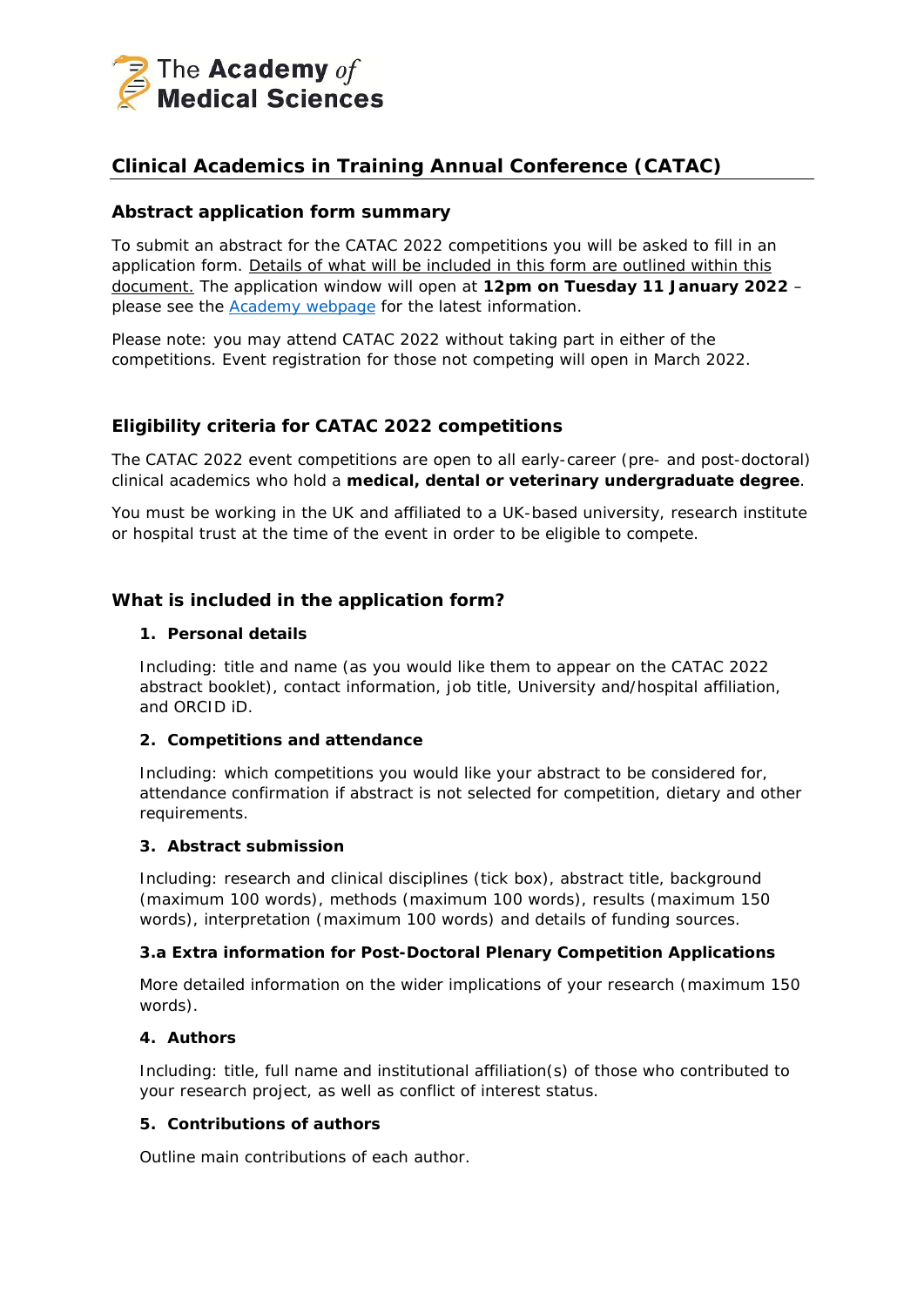The Academy *of* Medical Sciences

# Clinical Academics in Training Annual Conference (CATAC)

## Abstract application form summary

To submit an abstract for the CATAC 2022 competitions you will be asked to fill in an application form. Details of what will be included in this form are outlined within this document. The application window will open at **12pm on Tuesday 11 January 2022** – please see the Academy webpage for the latest information.

Please note: you may attend CATAC 2022 without taking part in either of the competitions. Event registration for those not competing will open in March 2022.

## Eligibility criteria for CATAC 2022 competitions

The CATAC 2022 event competitions are open to all early-career (pre- and post-doctoral) clinical academics who hold a **medical, dental or veterinary undergraduate degree**.

You must be working in the UK and affiliated to a UK-based university, research institute or hospital trust at the time of the event in order to be eligible to compete.

## What is included in the application form?

### 1. Personal details

Including: title and name (as you would like them to appear on the CATAC 2022 abstract booklet), contact information, job title, University and/hospital affiliation, and ORCID iD.

### 2. Competitions and attendance

Including: which competitions you would like your abstract to be considered for, attendance confirmation if abstract is not selected for competition, dietary and other requirements.

### 3. Abstract submission

Including: research and clinical disciplines (tick box), abstract title, background (maximum 100 words), methods (maximum 100 words), results (maximum 150 words), interpretation (maximum 100 words) and details of funding sources.

### 3.a Extra information for Post-Doctoral Plenary Competition Applications

More detailed information on the wider implications of your research (maximum 150 words).

### 4. Authors

Including: title, full name and institutional affiliation(s) of those who contributed to your research project, as well as conflict of interest status.

### 5. Contributions of authors

Outline main contributions of each author.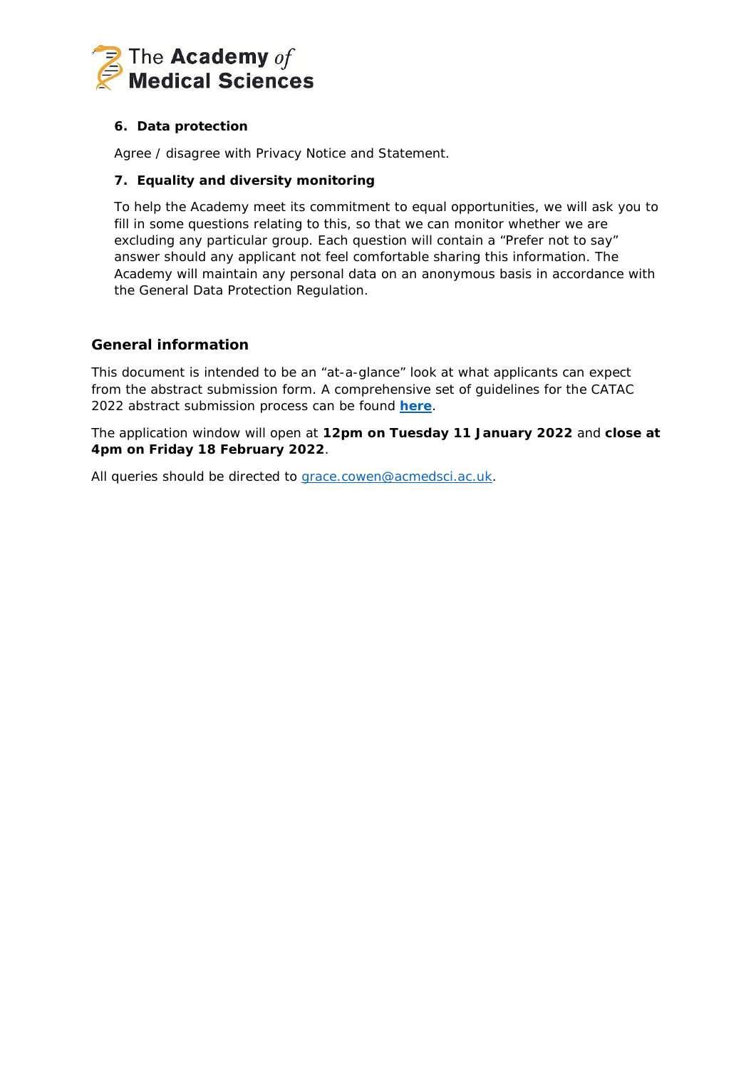**6. Data protection**

Agree / disagree with Privacy Notice and Statement.

**7. Equality and diversity monitoring**

To help the Academy meet its commitment to equal opportunities, we will ask you to fill in some questions relating to this, so that we can monitor whether we are excluding any particular group. Each question will contain a "Prefer not to say" answer should any applicant not feel comfortable sharing this information. The Academy will maintain any personal data on an anonymous basis in accordance with the General Data Protection Regulation.

## General information

This document is intended to be an "at-a-glance" look at what applicants can expect from the abstract submission form. A comprehensive set of guidelines for the CATAC 2022 abstract submission process can be found **here**.

The application window will open at **12pm on Tuesday 11 January 2022** and **close at 4pm on Friday 18 February 2022**.

All queries should be directed to grace.cowen@acmedsci.ac.uk.